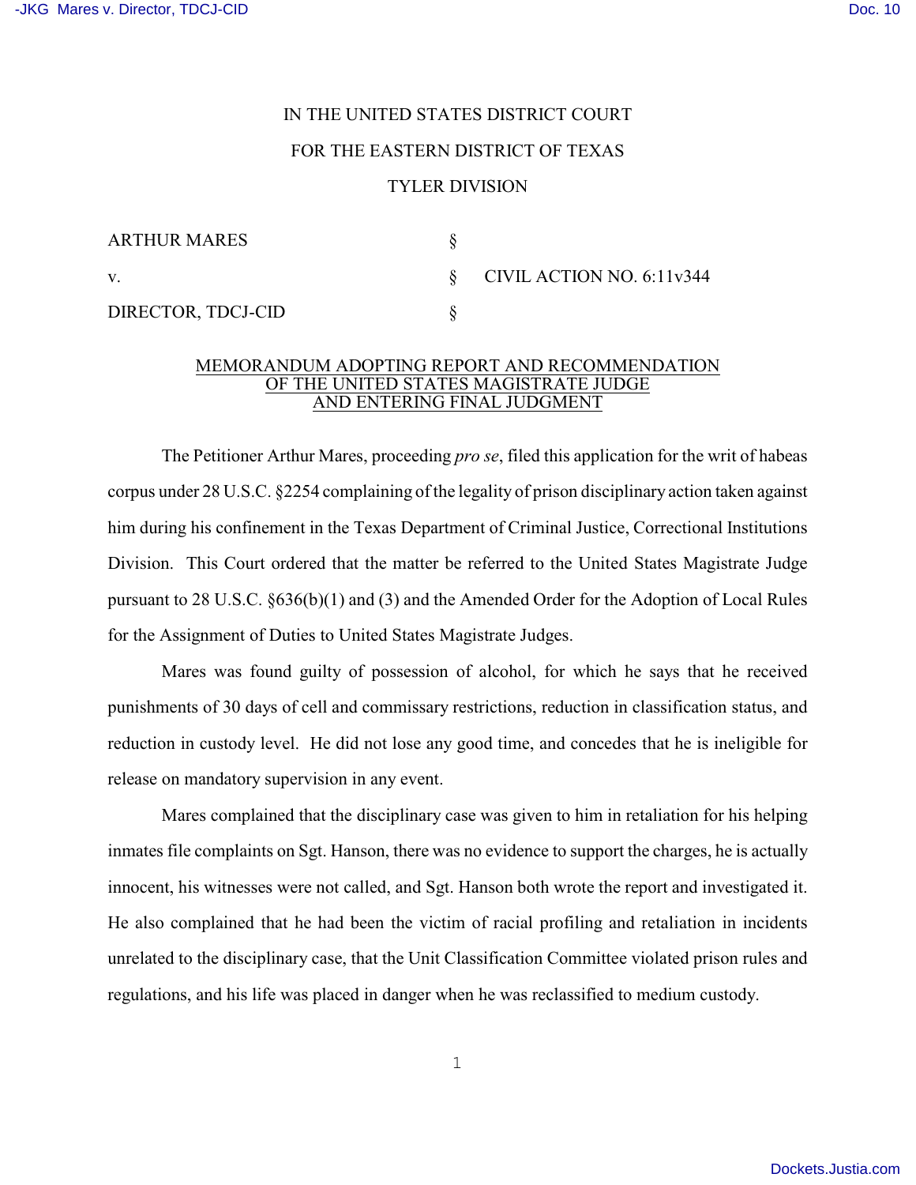IN THE UNITED STATES DISTRICT COURT

FOR THE EASTERN DISTRICT OF TEXAS

TYLER DIVISION

| | | |
|---|---|---|
| ARTHUR MARES | § | |
| v. | § | CIVIL ACTION NO. 6:11v344 |
| DIRECTOR, TDCJ-CID | § | |

MEMORANDUM ADOPTING REPORT AND RECOMMENDATION
OF THE UNITED STATES MAGISTRATE JUDGE
AND ENTERING FINAL JUDGMENT

The Petitioner Arthur Mares, proceeding *pro se*, filed this application for the writ of habeas corpus under 28 U.S.C. §2254 complaining of the legality of prison disciplinary action taken against him during his confinement in the Texas Department of Criminal Justice, Correctional Institutions Division. This Court ordered that the matter be referred to the United States Magistrate Judge pursuant to 28 U.S.C. §636(b)(1) and (3) and the Amended Order for the Adoption of Local Rules for the Assignment of Duties to United States Magistrate Judges.

Mares was found guilty of possession of alcohol, for which he says that he received punishments of 30 days of cell and commissary restrictions, reduction in classification status, and reduction in custody level. He did not lose any good time, and concedes that he is ineligible for release on mandatory supervision in any event.

Mares complained that the disciplinary case was given to him in retaliation for his helping inmates file complaints on Sgt. Hanson, there was no evidence to support the charges, he is actually innocent, his witnesses were not called, and Sgt. Hanson both wrote the report and investigated it. He also complained that he had been the victim of racial profiling and retaliation in incidents unrelated to the disciplinary case, that the Unit Classification Committee violated prison rules and regulations, and his life was placed in danger when he was reclassified to medium custody.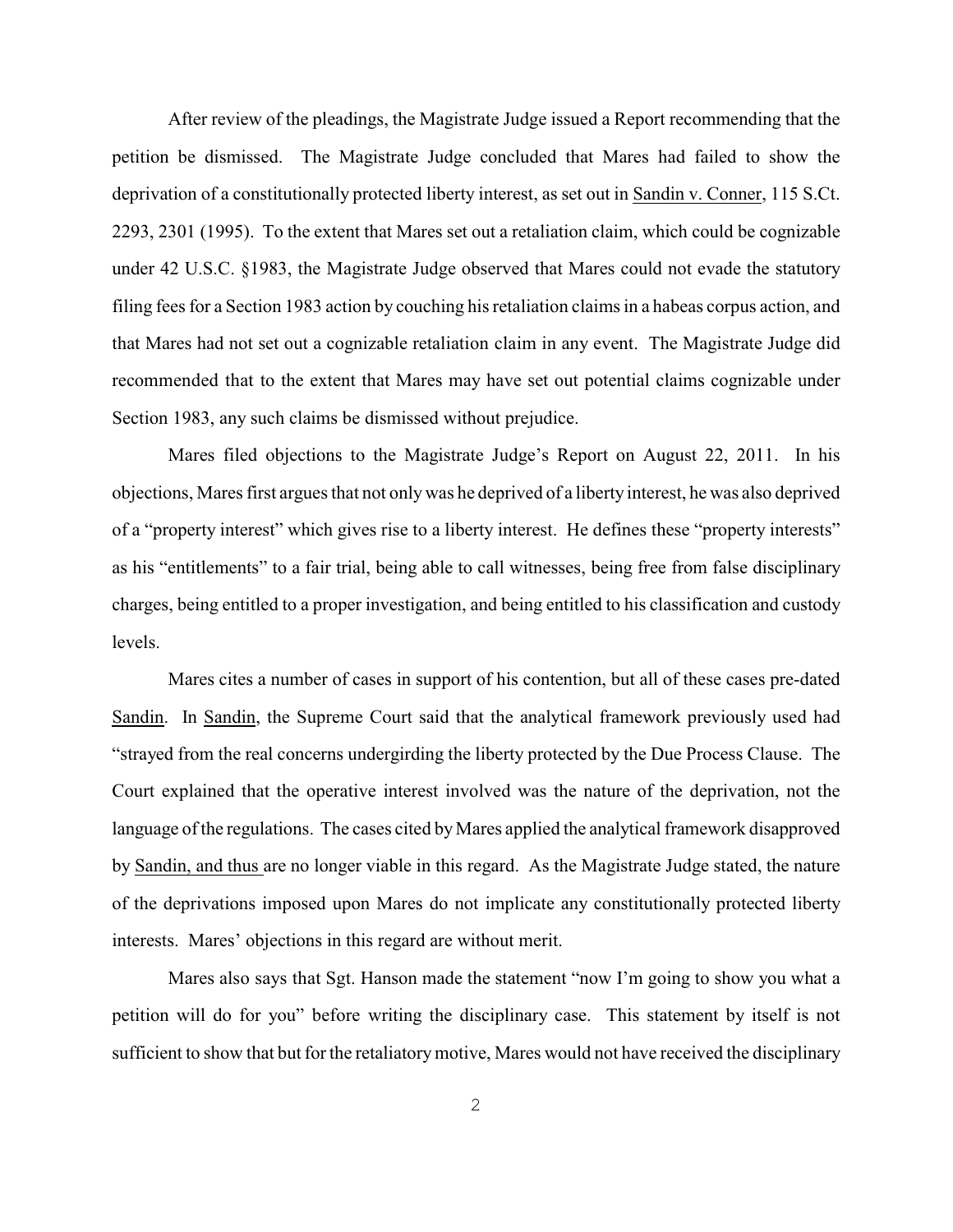After review of the pleadings, the Magistrate Judge issued a Report recommending that the petition be dismissed. The Magistrate Judge concluded that Mares had failed to show the deprivation of a constitutionally protected liberty interest, as set out in Sandin v. Conner, 115 S.Ct. 2293, 2301 (1995). To the extent that Mares set out a retaliation claim, which could be cognizable under 42 U.S.C. §1983, the Magistrate Judge observed that Mares could not evade the statutory filing fees for a Section 1983 action by couching his retaliation claims in a habeas corpus action, and that Mares had not set out a cognizable retaliation claim in any event. The Magistrate Judge did recommended that to the extent that Mares may have set out potential claims cognizable under Section 1983, any such claims be dismissed without prejudice.

Mares filed objections to the Magistrate Judge's Report on August 22, 2011. In his objections, Mares first argues that not only was he deprived of a liberty interest, he was also deprived of a "property interest" which gives rise to a liberty interest. He defines these "property interests" as his "entitlements" to a fair trial, being able to call witnesses, being free from false disciplinary charges, being entitled to a proper investigation, and being entitled to his classification and custody levels.

Mares cites a number of cases in support of his contention, but all of these cases pre-dated Sandin. In Sandin, the Supreme Court said that the analytical framework previously used had "strayed from the real concerns undergirding the liberty protected by the Due Process Clause. The Court explained that the operative interest involved was the nature of the deprivation, not the language of the regulations. The cases cited by Mares applied the analytical framework disapproved by Sandin, and thus are no longer viable in this regard. As the Magistrate Judge stated, the nature of the deprivations imposed upon Mares do not implicate any constitutionally protected liberty interests. Mares' objections in this regard are without merit.

Mares also says that Sgt. Hanson made the statement "now I'm going to show you what a petition will do for you" before writing the disciplinary case. This statement by itself is not sufficient to show that but for the retaliatory motive, Mares would not have received the disciplinary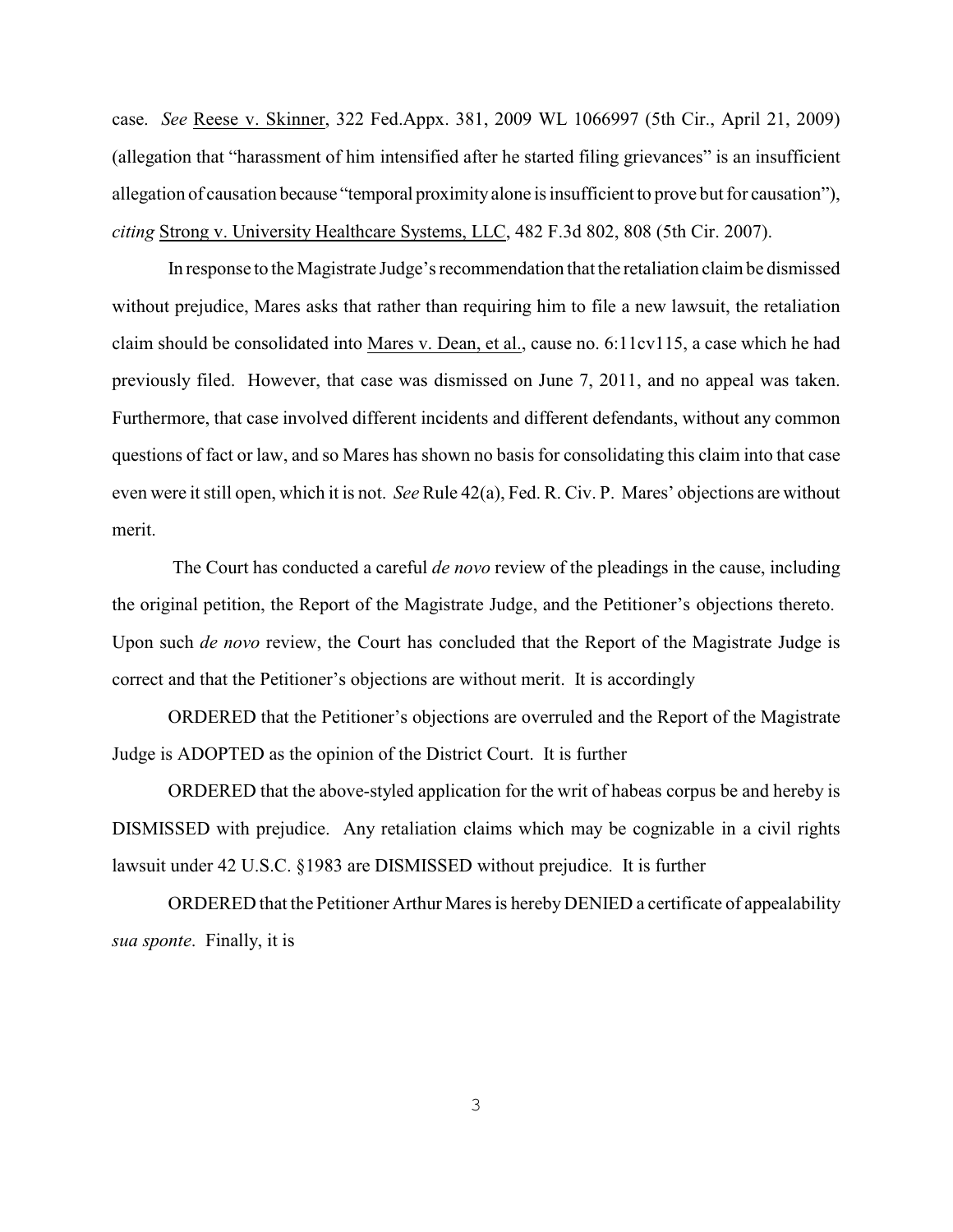case. *See* Reese v. Skinner, 322 Fed.Appx. 381, 2009 WL 1066997 (5th Cir., April 21, 2009) (allegation that "harassment of him intensified after he started filing grievances" is an insufficient allegation of causation because "temporal proximity alone is insufficient to prove but for causation"), *citing* Strong v. University Healthcare Systems, LLC, 482 F.3d 802, 808 (5th Cir. 2007).

In response to the Magistrate Judge's recommendation that the retaliation claim be dismissed without prejudice, Mares asks that rather than requiring him to file a new lawsuit, the retaliation claim should be consolidated into Mares v. Dean, et al., cause no. 6:11cv115, a case which he had previously filed. However, that case was dismissed on June 7, 2011, and no appeal was taken. Furthermore, that case involved different incidents and different defendants, without any common questions of fact or law, and so Mares has shown no basis for consolidating this claim into that case even were it still open, which it is not. *See* Rule 42(a), Fed. R. Civ. P. Mares' objections are without merit.

The Court has conducted a careful *de novo* review of the pleadings in the cause, including the original petition, the Report of the Magistrate Judge, and the Petitioner's objections thereto. Upon such *de novo* review, the Court has concluded that the Report of the Magistrate Judge is correct and that the Petitioner's objections are without merit. It is accordingly

ORDERED that the Petitioner's objections are overruled and the Report of the Magistrate Judge is ADOPTED as the opinion of the District Court. It is further

ORDERED that the above-styled application for the writ of habeas corpus be and hereby is DISMISSED with prejudice. Any retaliation claims which may be cognizable in a civil rights lawsuit under 42 U.S.C. §1983 are DISMISSED without prejudice. It is further

ORDERED that the Petitioner Arthur Mares is hereby DENIED a certificate of appealability *sua sponte*. Finally, it is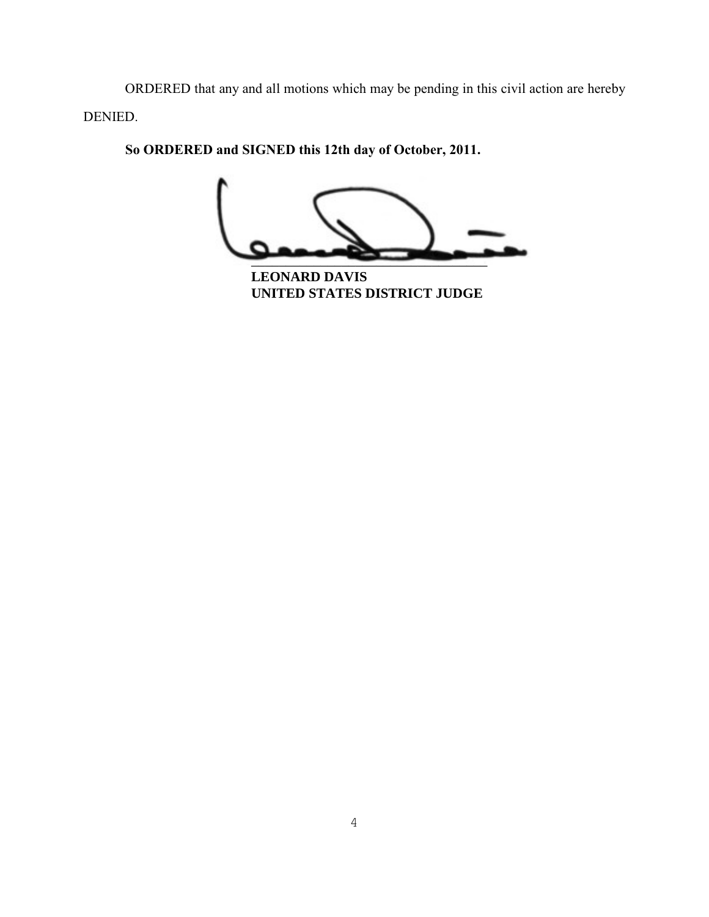ORDERED that any and all motions which may be pending in this civil action are hereby DENIED.

**So ORDERED and SIGNED this 12th day of October, 2011.**

**LEONARD DAVIS**
**UNITED STATES DISTRICT JUDGE**